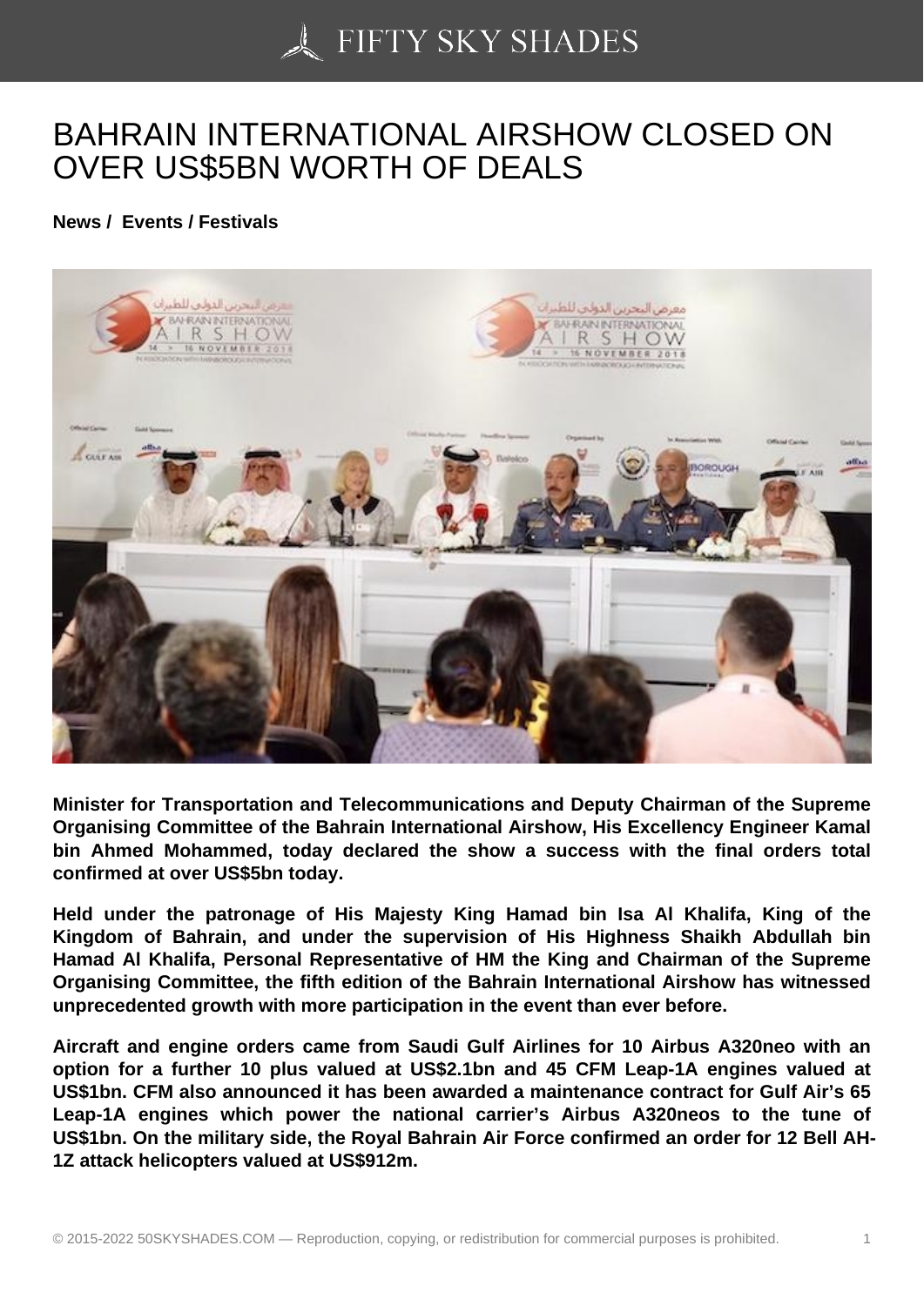# BAHRAIN INTERNATIONAL AIRSHOW CLOSED ON OVER US$5BN WORTH OF DEALS

**News / Events / Festivals**

**Minister for Transportation and Telecommunications and Deputy Chairman of the Supreme Organising Committee of the Bahrain International Airshow, His Excellency Engineer Kamal bin Ahmed Mohammed, today declared the show a success with the final orders total confirmed at over US$5bn today.**

**Held under the patronage of His Majesty King Hamad bin Isa Al Khalifa, King of the Kingdom of Bahrain, and under the supervision of His Highness Shaikh Abdullah bin Hamad Al Khalifa, Personal Representative of HM the King and Chairman of the Supreme Organising Committee, the fifth edition of the Bahrain International Airshow has witnessed unprecedented growth with more participation in the event than ever before.**

**Aircraft and engine orders came from Saudi Gulf Airlines for 10 Airbus A320neo with an option for a further 10 plus valued at US$2.1bn and 45 CFM Leap-1A engines valued at US$1bn. CFM also announced it has been awarded a maintenance contract for Gulf Air's 65 Leap-1A engines which power the national carrier's Airbus A320neos to the tune of US$1bn. On the military side, the Royal Bahrain Air Force confirmed an order for 12 Bell AH-1Z attack helicopters valued at US$912m.**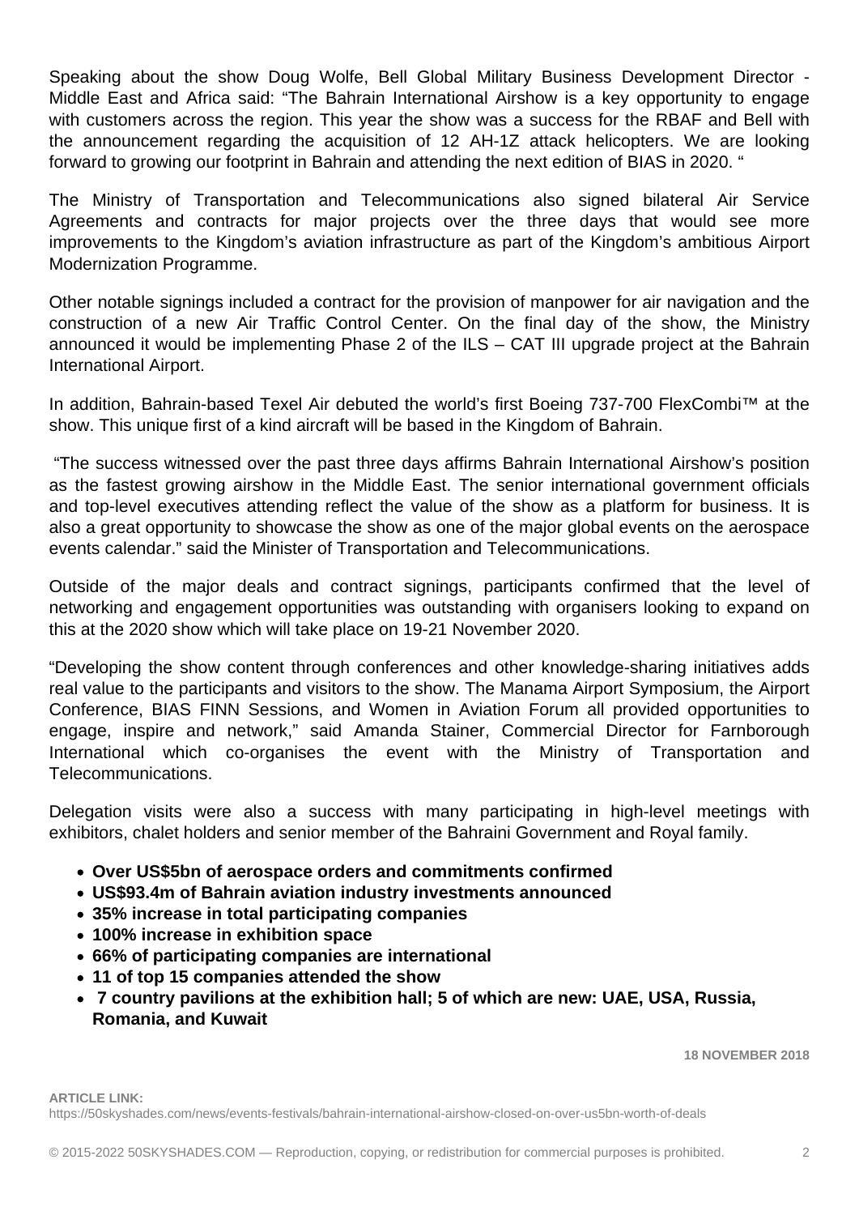Speaking about the show Doug Wolfe, Bell Global Military Business Development Director - Middle East and Africa said: “The Bahrain International Airshow is a key opportunity to engage with customers across the region. This year the show was a success for the RBAF and Bell with the announcement regarding the acquisition of 12 AH-1Z attack helicopters. We are looking forward to growing our footprint in Bahrain and attending the next edition of BIAS in 2020. “

The Ministry of Transportation and Telecommunications also signed bilateral Air Service Agreements and contracts for major projects over the three days that would see more improvements to the Kingdom’s aviation infrastructure as part of the Kingdom’s ambitious Airport Modernization Programme.

Other notable signings included a contract for the provision of manpower for air navigation and the construction of a new Air Traffic Control Center. On the final day of the show, the Ministry announced it would be implementing Phase 2 of the ILS – CAT III upgrade project at the Bahrain International Airport.

In addition, Bahrain-based Texel Air debuted the world’s first Boeing 737-700 FlexCombi™ at the show. This unique first of a kind aircraft will be based in the Kingdom of Bahrain.

“The success witnessed over the past three days affirms Bahrain International Airshow’s position as the fastest growing airshow in the Middle East. The senior international government officials and top-level executives attending reflect the value of the show as a platform for business. It is also a great opportunity to showcase the show as one of the major global events on the aerospace events calendar.” said the Minister of Transportation and Telecommunications.

Outside of the major deals and contract signings, participants confirmed that the level of networking and engagement opportunities was outstanding with organisers looking to expand on this at the 2020 show which will take place on 19-21 November 2020.

“Developing the show content through conferences and other knowledge-sharing initiatives adds real value to the participants and visitors to the show. The Manama Airport Symposium, the Airport Conference, BIAS FINN Sessions, and Women in Aviation Forum all provided opportunities to engage, inspire and network,” said Amanda Stainer, Commercial Director for Farnborough International which co-organises the event with the Ministry of Transportation and Telecommunications.

Delegation visits were also a success with many participating in high-level meetings with exhibitors, chalet holders and senior member of the Bahraini Government and Royal family.

- **Over US$5bn of aerospace orders and commitments confirmed**
- **US$93.4m of Bahrain aviation industry investments announced**
- **35% increase in total participating companies**
- **100% increase in exhibition space**
- **66% of participating companies are international**
- **11 of top 15 companies attended the show**
- **7 country pavilions at the exhibition hall; 5 of which are new: UAE, USA, Russia, Romania, and Kuwait**

**18 NOVEMBER 2018**

**ARTICLE LINK:**
https://50skyshades.com/news/events-festivals/bahrain-international-airshow-closed-on-over-us5bn-worth-of-deals